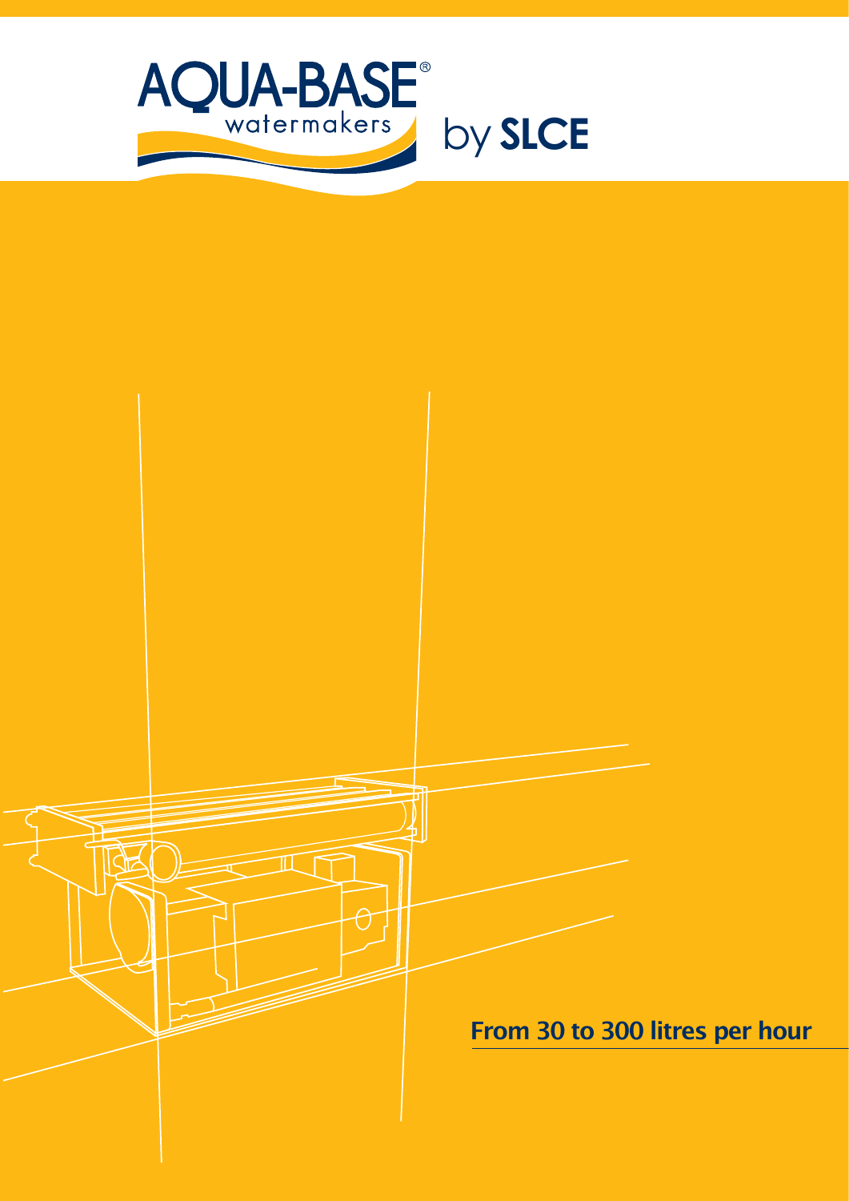# AQUA-BASE® watermakers by SLCE

**From 30 to 300 litres per hour**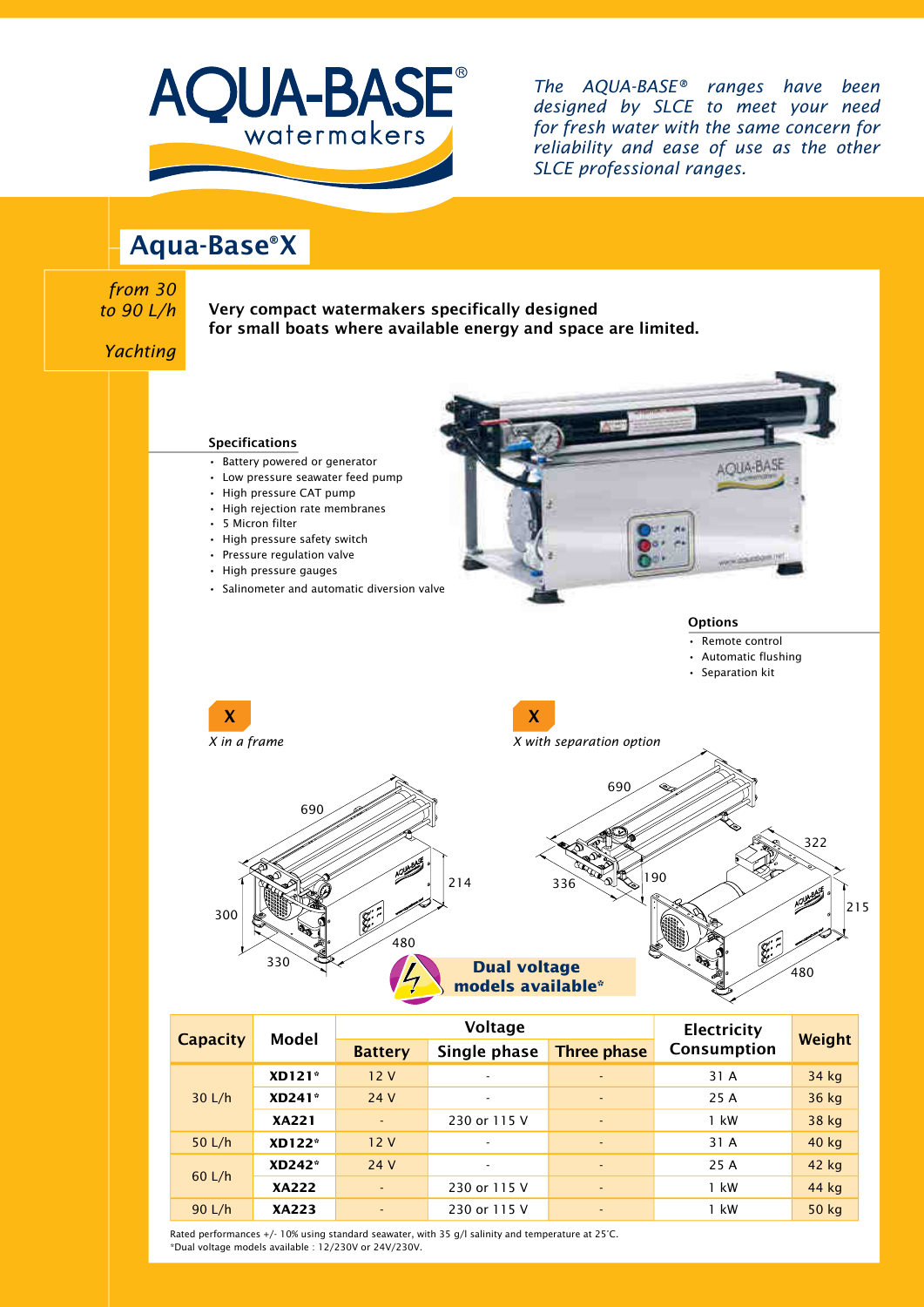# AQUA-BASE® watermakers

*The AQUA-BASE® ranges have been designed by SLCE to meet your need for fresh water with the same concern for reliability and ease of use as the other SLCE professional ranges.*

## Aqua-Base® X

*from 30 to 90 L/h*

*Yachting*

**Very compact watermakers specifically designed for small boats where available energy and space are limited.**

### Specifications

- Battery powered or generator
- Low pressure seawater feed pump
- High pressure CAT pump
- High rejection rate membranes
- 5 Micron filter
- High pressure safety switch
- Pressure regulation valve
- High pressure gauges
- Salinometer and automatic diversion valve

### Options

- Remote control
- Automatic flushing
- Separation kit

**X**

*X in a frame*

690, 214, 300, 480, 330

**X**

*X with separation option*

690, 336, 190, 322, 215, 480

**Dual voltage models available***

| Capacity | Model | Voltage | | | Electricity Consumption | Weight |
|---|---|---|---|---|---|---|
| | | Battery | Single phase | Three phase | | |
| 30 L/h | **XD121*** | 12 V | - | - | 31 A | 34 kg |
| | **XD241*** | 24 V | - | - | 25 A | 36 kg |
| | **XA221** | - | 230 or 115 V | - | 1 kW | 38 kg |
| 50 L/h | **XD122*** | 12 V | - | - | 31 A | 40 kg |
| 60 L/h | **XD242*** | 24 V | - | - | 25 A | 42 kg |
| | **XA222** | - | 230 or 115 V | - | 1 kW | 44 kg |
| 90 L/h | **XA223** | - | 230 or 115 V | - | 1 kW | 50 kg |

Rated performances +/- 10% using standard seawater, with 35 g/l salinity and temperature at 25°C.
*Dual voltage models available : 12/230V or 24V/230V.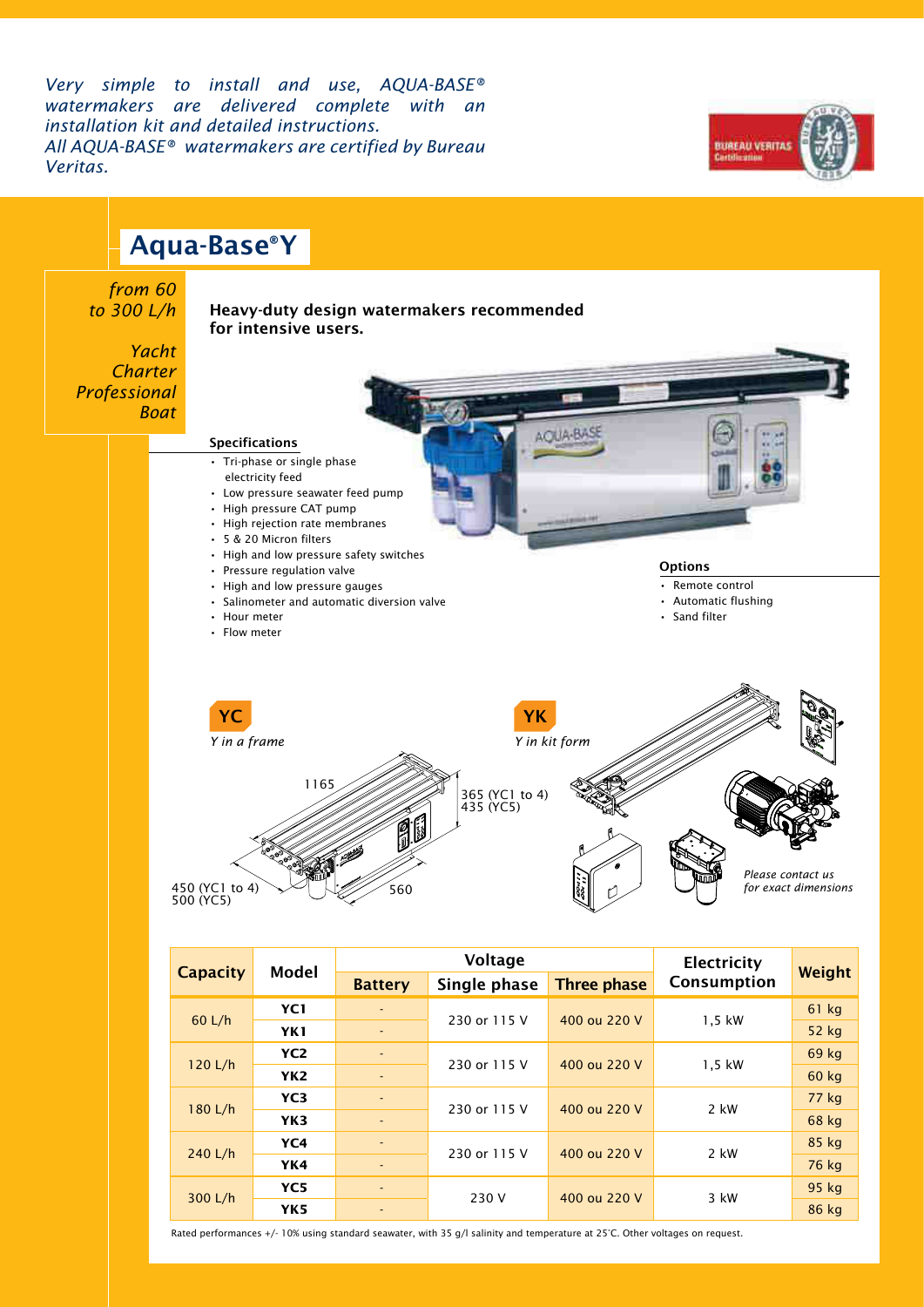*Very simple to install and use, AQUA-BASE® watermakers are delivered complete with an installation kit and detailed instructions.*
*All AQUA-BASE® watermakers are certified by Bureau Veritas.*

# Aqua-Base®Y

*from 60 to 300 L/h*

*Yacht*
*Charter*
*Professional*
*Boat*

**Heavy-duty design watermakers recommended for intensive users.**

### Specifications

- Tri-phase or single phase electricity feed
- Low pressure seawater feed pump
- High pressure CAT pump
- High rejection rate membranes
- 5 & 20 Micron filters
- High and low pressure safety switches
- Pressure regulation valve
- High and low pressure gauges
- Salinometer and automatic diversion valve
- Hour meter
- Flow meter

### Options

- Remote control
- Automatic flushing
- Sand filter

**YC**
*Y in a frame*

1165
365 (YC1 to 4)
435 (YC5)
450 (YC1 to 4)
500 (YC5)
560

**YK**
*Y in kit form*

*Please contact us for exact dimensions*

| Capacity | Model | Voltage | | | Electricity Consumption | Weight |
|---|---|---|---|---|---|---|
| | | Battery | Single phase | Three phase | | |
| 60 L/h | YC1 | - | 230 or 115 V | 400 ou 220 V | 1,5 kW | 61 kg |
| | YK1 | - | | | | 52 kg |
| 120 L/h | YC2 | - | 230 or 115 V | 400 ou 220 V | 1,5 kW | 69 kg |
| | YK2 | - | | | | 60 kg |
| 180 L/h | YC3 | - | 230 or 115 V | 400 ou 220 V | 2 kW | 77 kg |
| | YK3 | - | | | | 68 kg |
| 240 L/h | YC4 | - | 230 or 115 V | 400 ou 220 V | 2 kW | 85 kg |
| | YK4 | - | | | | 76 kg |
| 300 L/h | YC5 | - | 230 V | 400 ou 220 V | 3 kW | 95 kg |
| | YK5 | - | | | | 86 kg |

Rated performances +/- 10% using standard seawater, with 35 g/l salinity and temperature at 25°C. Other voltages on request.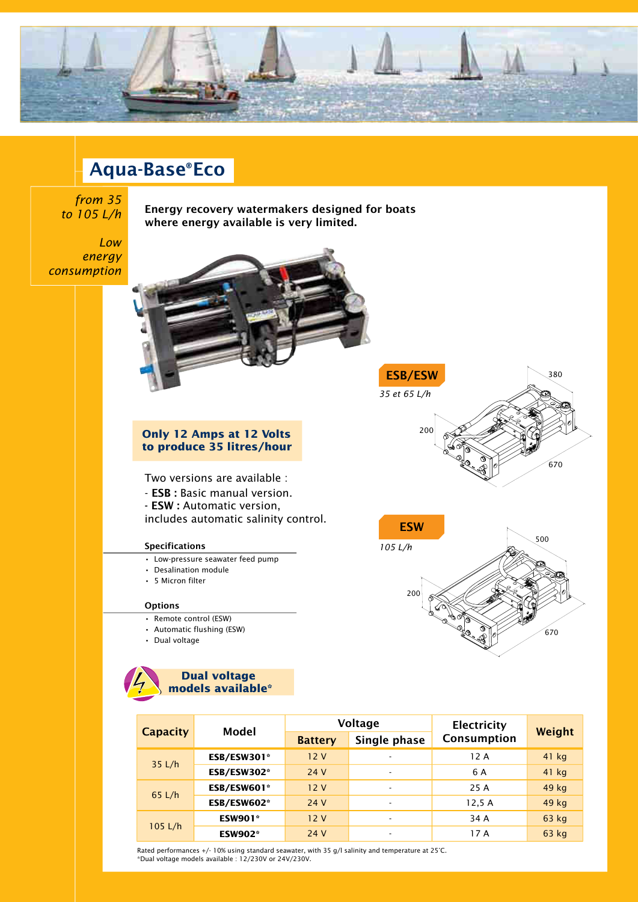# Aqua-Base®Eco

*from 35 to 105 L/h*

*Low energy consumption*

**Energy recovery watermakers designed for boats where energy available is very limited.**

**Only 12 Amps at 12 Volts to produce 35 litres/hour**

Two versions are available :

- **ESB :** Basic manual version.
- **ESW :** Automatic version, includes automatic salinity control.

### Specifications

- Low-pressure seawater feed pump
- Desalination module
- 5 Micron filter

### Options

- Remote control (ESW)
- Automatic flushing (ESW)
- Dual voltage

**ESB/ESW**

*35 et 65 L/h*

380

200

670

**ESW**

*105 L/h*

500

200

670

**Dual voltage models available***

| Capacity | Model | Voltage | | Electricity Consumption | Weight |
|---|---|---|---|---|---|
| | | Battery | Single phase | | |
| 35 L/h | ESB/ESW301* | 12 V | - | 12 A | 41 kg |
| | ESB/ESW302* | 24 V | - | 6 A | 41 kg |
| 65 L/h | ESB/ESW601* | 12 V | - | 25 A | 49 kg |
| | ESB/ESW602* | 24 V | - | 12,5 A | 49 kg |
| 105 L/h | ESW901* | 12 V | - | 34 A | 63 kg |
| | ESW902* | 24 V | - | 17 A | 63 kg |

Rated performances +/- 10% using standard seawater, with 35 g/l salinity and temperature at 25°C.
*Dual voltage models available : 12/230V or 24V/230V.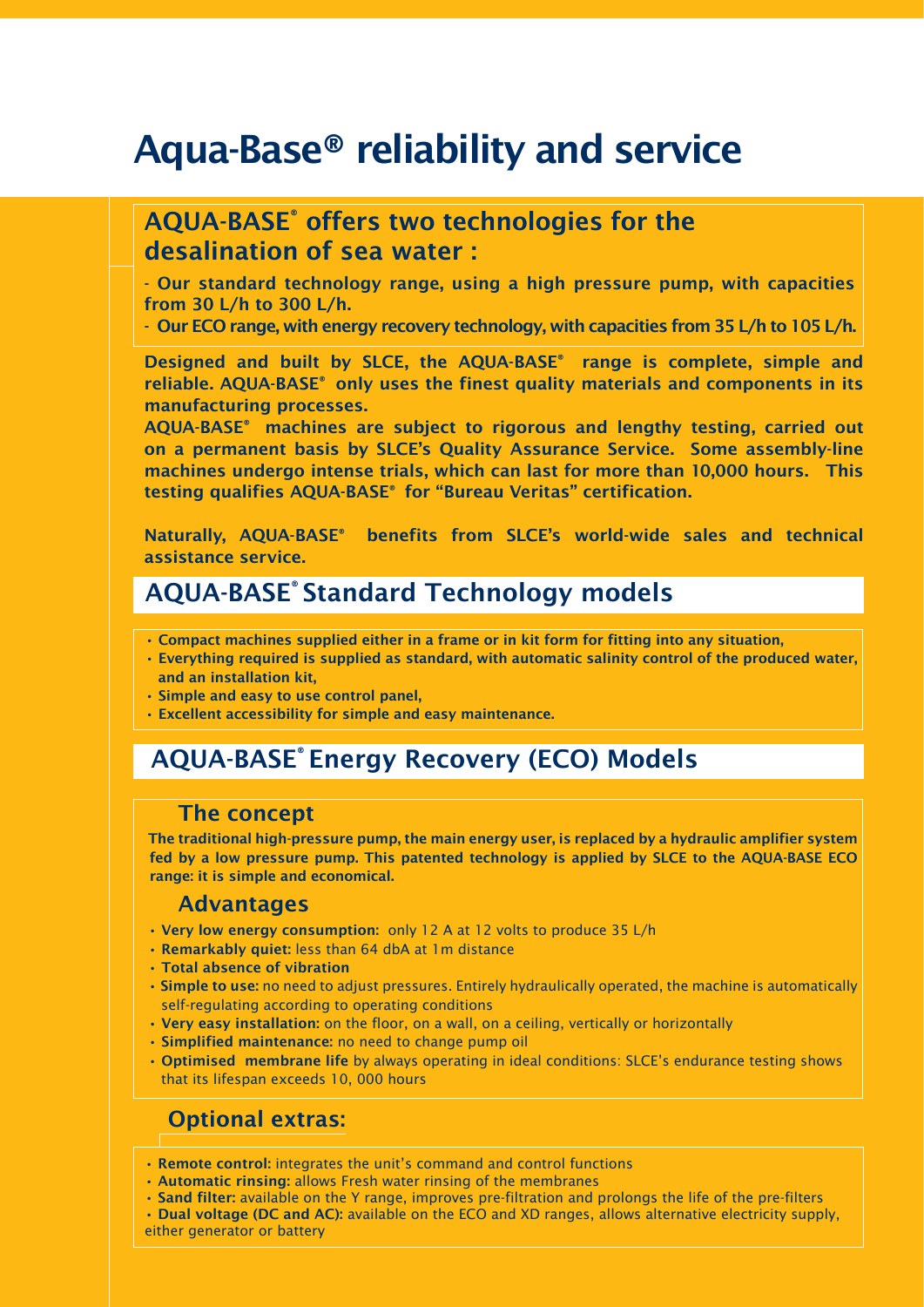# Aqua-Base® reliability and service

## AQUA-BASE® offers two technologies for the desalination of sea water :

- Our standard technology range, using a high pressure pump, with capacities from 30 L/h to 300 L/h.
- Our ECO range, with energy recovery technology, with capacities from 35 L/h to 105 L/h.

**Designed and built by SLCE, the AQUA-BASE® range is complete, simple and reliable. AQUA-BASE® only uses the finest quality materials and components in its manufacturing processes.**

**AQUA-BASE® machines are subject to rigorous and lengthy testing, carried out on a permanent basis by SLCE's Quality Assurance Service. Some assembly-line machines undergo intense trials, which can last for more than 10,000 hours. This testing qualifies AQUA-BASE® for "Bureau Veritas" certification.**

**Naturally, AQUA-BASE® benefits from SLCE's world-wide sales and technical assistance service.**

## AQUA-BASE® Standard Technology models

- **Compact machines supplied either in a frame or in kit form for fitting into any situation,**
- **Everything required is supplied as standard, with automatic salinity control of the produced water, and an installation kit,**
- **Simple and easy to use control panel,**
- **Excellent accessibility for simple and easy maintenance.**

## AQUA-BASE® Energy Recovery (ECO) Models

### The concept

**The traditional high-pressure pump, the main energy user, is replaced by a hydraulic amplifier system fed by a low pressure pump. This patented technology is applied by SLCE to the AQUA-BASE ECO range: it is simple and economical.**

### Advantages

- **Very low energy consumption:** only 12 A at 12 volts to produce 35 L/h
- **Remarkably quiet:** less than 64 dbA at 1m distance
- **Total absence of vibration**
- **Simple to use:** no need to adjust pressures. Entirely hydraulically operated, the machine is automatically self-regulating according to operating conditions
- **Very easy installation:** on the floor, on a wall, on a ceiling, vertically or horizontally
- **Simplified maintenance:** no need to change pump oil
- **Optimised membrane life** by always operating in ideal conditions: SLCE's endurance testing shows that its lifespan exceeds 10, 000 hours

### Optional extras:

- **Remote control:** integrates the unit's command and control functions
- **Automatic rinsing:** allows Fresh water rinsing of the membranes
- **Sand filter:** available on the Y range, improves pre-filtration and prolongs the life of the pre-filters
- **Dual voltage (DC and AC):** available on the ECO and XD ranges, allows alternative electricity supply, either generator or battery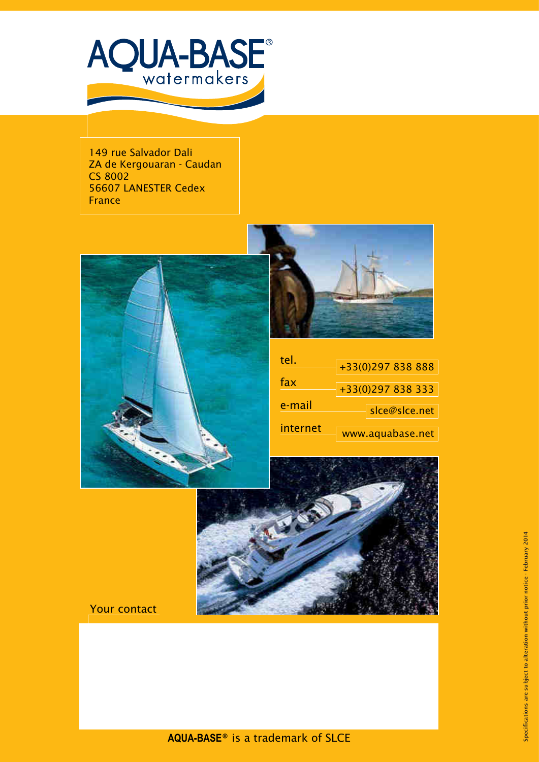# AQUA-BASE®

watermakers

149 rue Salvador Dali
ZA de Kergouaran - Caudan
CS 8002
56607 LANESTER Cedex
France

| | |
|---|---|
| tel. | +33(0)297 838 888 |
| fax | +33(0)297 838 333 |
| e-mail | slce@slce.net |
| internet | www.aquabase.net |

Your contact

**AQUA-BASE®** is a trademark of SLCE

Specifications are subject to alteration without prior notice - February 2014